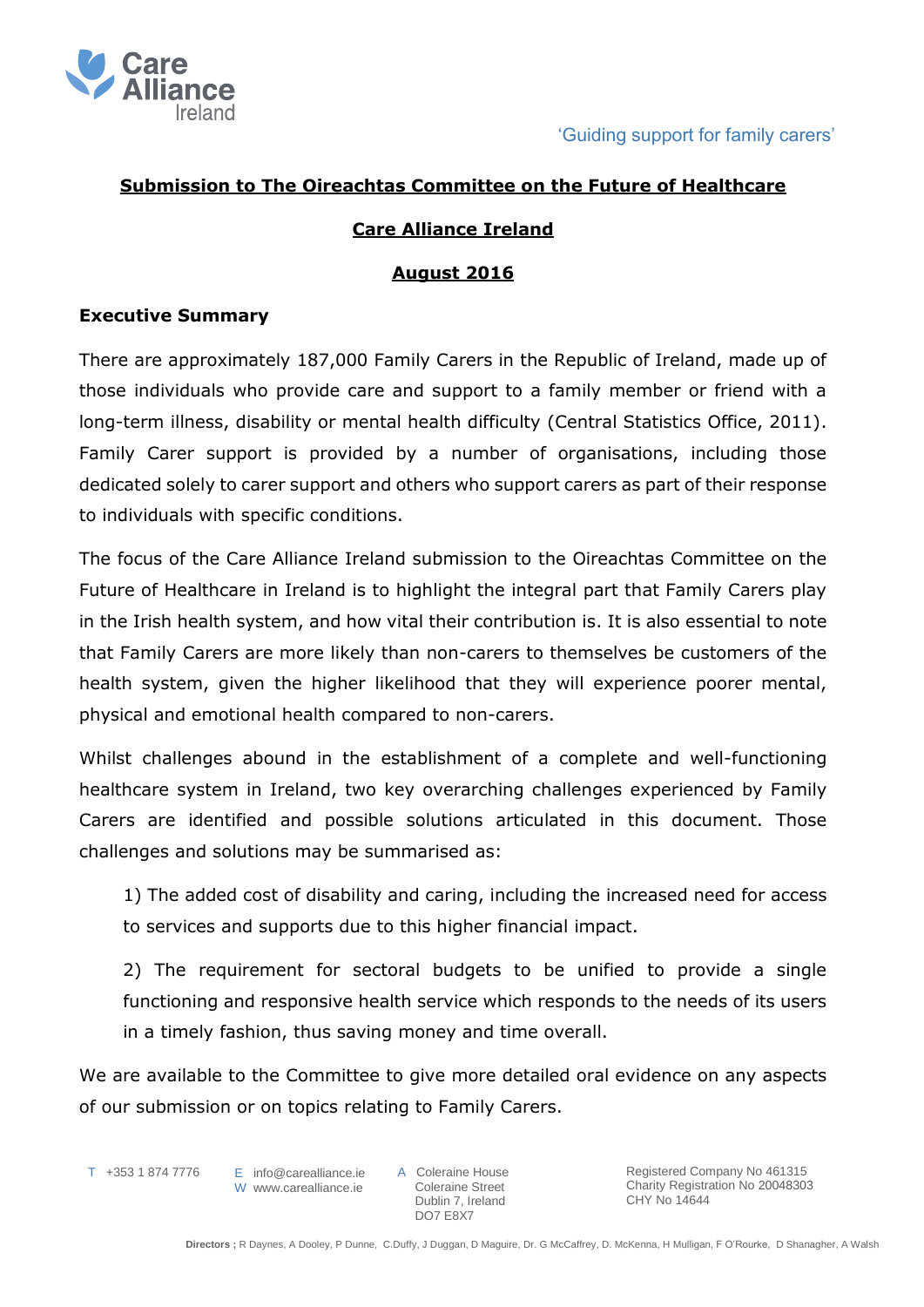Care Alliance Ireland

'Guiding support for family carers'

**Submission to The Oireachtas Committee on the Future of Healthcare**

**Care Alliance Ireland**

**August 2016**

## Executive Summary

There are approximately 187,000 Family Carers in the Republic of Ireland, made up of those individuals who provide care and support to a family member or friend with a long-term illness, disability or mental health difficulty (Central Statistics Office, 2011). Family Carer support is provided by a number of organisations, including those dedicated solely to carer support and others who support carers as part of their response to individuals with specific conditions.

The focus of the Care Alliance Ireland submission to the Oireachtas Committee on the Future of Healthcare in Ireland is to highlight the integral part that Family Carers play in the Irish health system, and how vital their contribution is. It is also essential to note that Family Carers are more likely than non-carers to themselves be customers of the health system, given the higher likelihood that they will experience poorer mental, physical and emotional health compared to non-carers.

Whilst challenges abound in the establishment of a complete and well-functioning healthcare system in Ireland, two key overarching challenges experienced by Family Carers are identified and possible solutions articulated in this document. Those challenges and solutions may be summarised as:

1) The added cost of disability and caring, including the increased need for access to services and supports due to this higher financial impact.

2) The requirement for sectoral budgets to be unified to provide a single functioning and responsive health service which responds to the needs of its users in a timely fashion, thus saving money and time overall.

We are available to the Committee to give more detailed oral evidence on any aspects of our submission or on topics relating to Family Carers.

T +353 1 874 7776 | E info@carealliance.ie | W www.carealliance.ie | A Coleraine House, Coleraine Street, Dublin 7, Ireland, DO7 E8X7

Registered Company No 461315 | Charity Registration No 20048303 | CHY No 14644

**Directors ;** R Daynes, A Dooley, P Dunne, C.Duffy, J Duggan, D Maguire, Dr. G McCaffrey, D. McKenna, H Mulligan, F O'Rourke, D Shanagher, A Walsh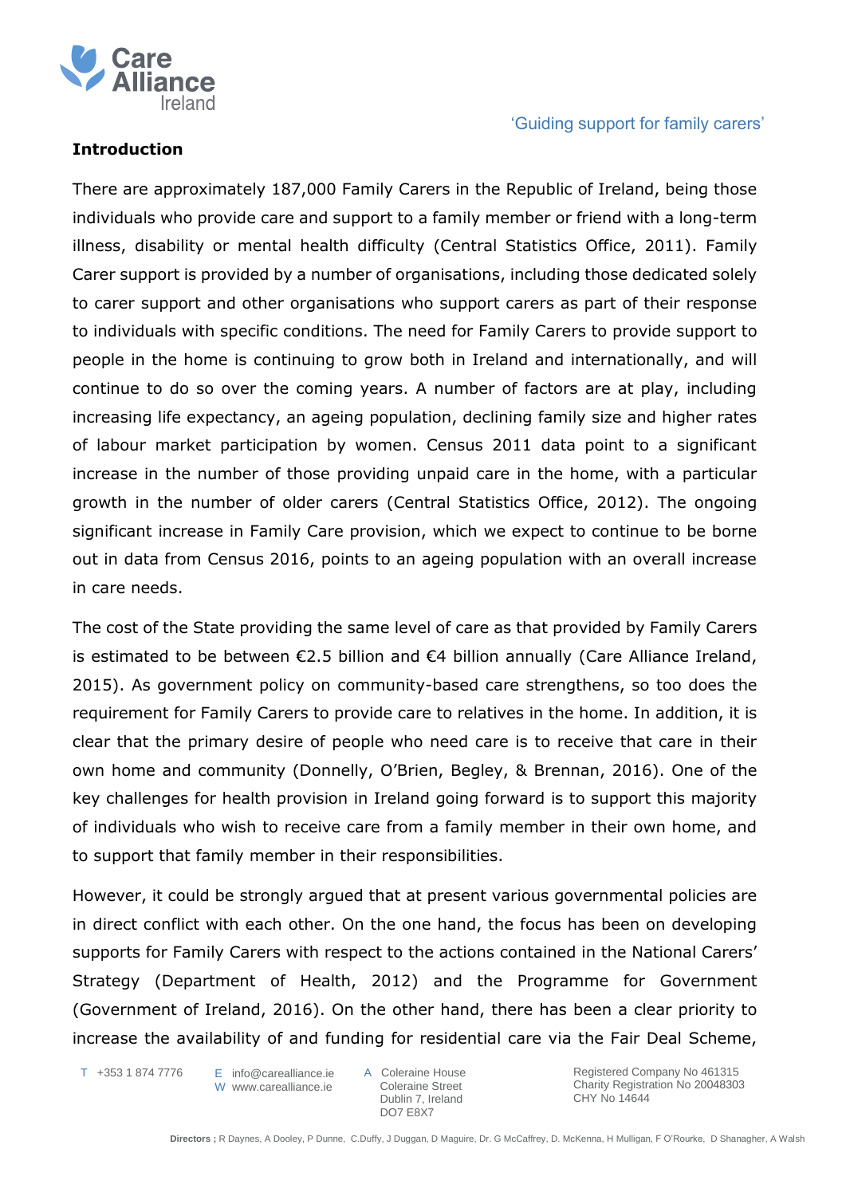## Introduction

There are approximately 187,000 Family Carers in the Republic of Ireland, being those individuals who provide care and support to a family member or friend with a long-term illness, disability or mental health difficulty (Central Statistics Office, 2011). Family Carer support is provided by a number of organisations, including those dedicated solely to carer support and other organisations who support carers as part of their response to individuals with specific conditions. The need for Family Carers to provide support to people in the home is continuing to grow both in Ireland and internationally, and will continue to do so over the coming years. A number of factors are at play, including increasing life expectancy, an ageing population, declining family size and higher rates of labour market participation by women. Census 2011 data point to a significant increase in the number of those providing unpaid care in the home, with a particular growth in the number of older carers (Central Statistics Office, 2012). The ongoing significant increase in Family Care provision, which we expect to continue to be borne out in data from Census 2016, points to an ageing population with an overall increase in care needs.

The cost of the State providing the same level of care as that provided by Family Carers is estimated to be between €2.5 billion and €4 billion annually (Care Alliance Ireland, 2015). As government policy on community-based care strengthens, so too does the requirement for Family Carers to provide care to relatives in the home. In addition, it is clear that the primary desire of people who need care is to receive that care in their own home and community (Donnelly, O'Brien, Begley, & Brennan, 2016). One of the key challenges for health provision in Ireland going forward is to support this majority of individuals who wish to receive care from a family member in their own home, and to support that family member in their responsibilities.

However, it could be strongly argued that at present various governmental policies are in direct conflict with each other. On the one hand, the focus has been on developing supports for Family Carers with respect to the actions contained in the National Carers' Strategy (Department of Health, 2012) and the Programme for Government (Government of Ireland, 2016). On the other hand, there has been a clear priority to increase the availability of and funding for residential care via the Fair Deal Scheme,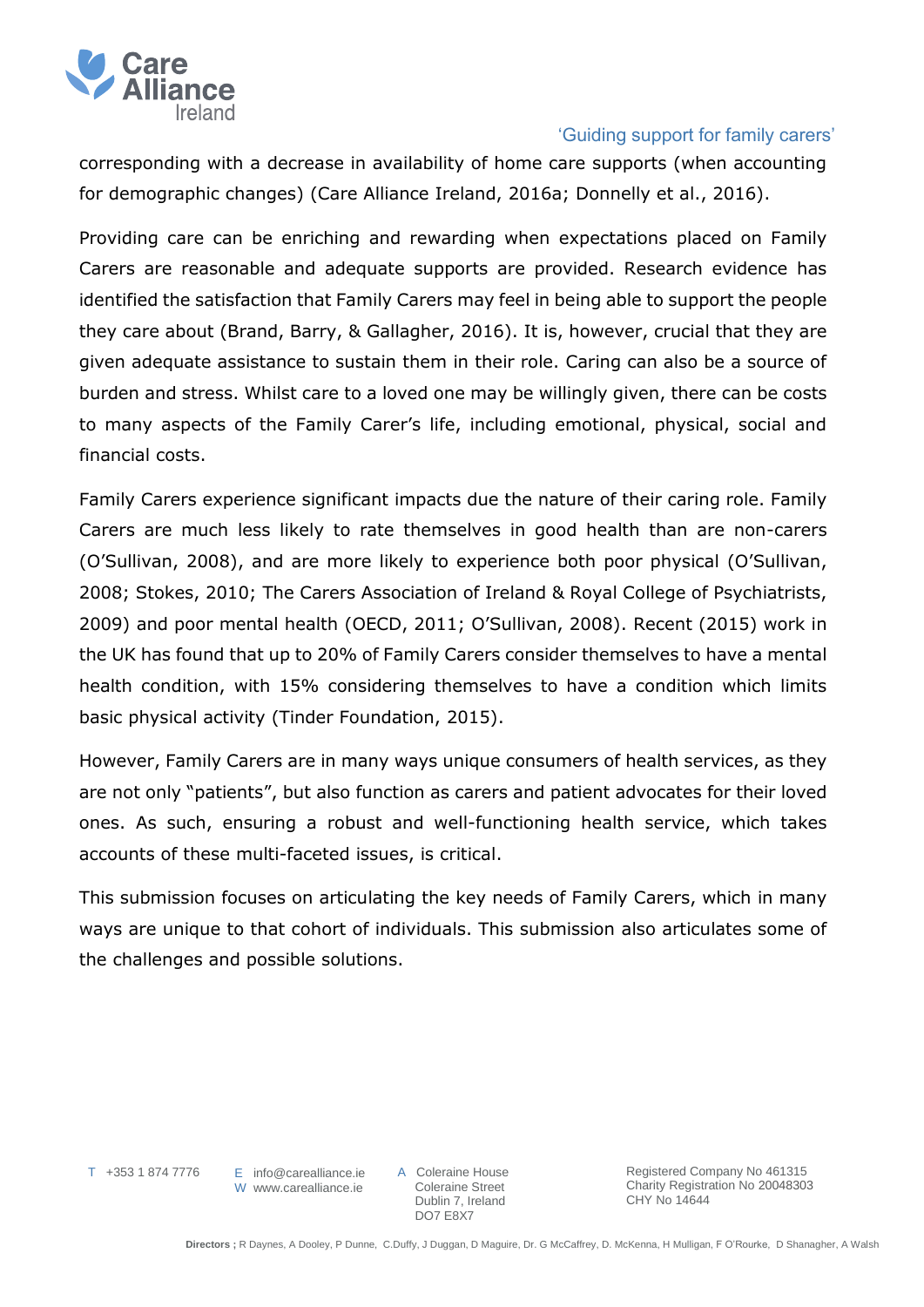corresponding with a decrease in availability of home care supports (when accounting for demographic changes) (Care Alliance Ireland, 2016a; Donnelly et al., 2016).

Providing care can be enriching and rewarding when expectations placed on Family Carers are reasonable and adequate supports are provided. Research evidence has identified the satisfaction that Family Carers may feel in being able to support the people they care about (Brand, Barry, & Gallagher, 2016). It is, however, crucial that they are given adequate assistance to sustain them in their role. Caring can also be a source of burden and stress. Whilst care to a loved one may be willingly given, there can be costs to many aspects of the Family Carer's life, including emotional, physical, social and financial costs.

Family Carers experience significant impacts due the nature of their caring role. Family Carers are much less likely to rate themselves in good health than are non-carers (O'Sullivan, 2008), and are more likely to experience both poor physical (O'Sullivan, 2008; Stokes, 2010; The Carers Association of Ireland & Royal College of Psychiatrists, 2009) and poor mental health (OECD, 2011; O'Sullivan, 2008). Recent (2015) work in the UK has found that up to 20% of Family Carers consider themselves to have a mental health condition, with 15% considering themselves to have a condition which limits basic physical activity (Tinder Foundation, 2015).

However, Family Carers are in many ways unique consumers of health services, as they are not only "patients", but also function as carers and patient advocates for their loved ones. As such, ensuring a robust and well-functioning health service, which takes accounts of these multi-faceted issues, is critical.

This submission focuses on articulating the key needs of Family Carers, which in many ways are unique to that cohort of individuals. This submission also articulates some of the challenges and possible solutions.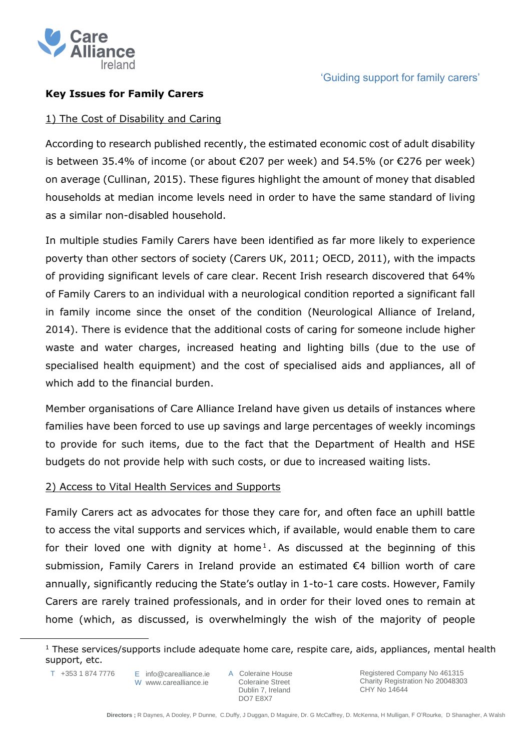**Key Issues for Family Carers**

1) The Cost of Disability and Caring

According to research published recently, the estimated economic cost of adult disability is between 35.4% of income (or about €207 per week) and 54.5% (or €276 per week) on average (Cullinan, 2015). These figures highlight the amount of money that disabled households at median income levels need in order to have the same standard of living as a similar non-disabled household.

In multiple studies Family Carers have been identified as far more likely to experience poverty than other sectors of society (Carers UK, 2011; OECD, 2011), with the impacts of providing significant levels of care clear. Recent Irish research discovered that 64% of Family Carers to an individual with a neurological condition reported a significant fall in family income since the onset of the condition (Neurological Alliance of Ireland, 2014). There is evidence that the additional costs of caring for someone include higher waste and water charges, increased heating and lighting bills (due to the use of specialised health equipment) and the cost of specialised aids and appliances, all of which add to the financial burden.

Member organisations of Care Alliance Ireland have given us details of instances where families have been forced to use up savings and large percentages of weekly incomings to provide for such items, due to the fact that the Department of Health and HSE budgets do not provide help with such costs, or due to increased waiting lists.

2) Access to Vital Health Services and Supports

Family Carers act as advocates for those they care for, and often face an uphill battle to access the vital supports and services which, if available, would enable them to care for their loved one with dignity at home[1]. As discussed at the beginning of this submission, Family Carers in Ireland provide an estimated €4 billion worth of care annually, significantly reducing the State's outlay in 1-to-1 care costs. However, Family Carers are rarely trained professionals, and in order for their loved ones to remain at home (which, as discussed, is overwhelmingly the wish of the majority of people

[1] These services/supports include adequate home care, respite care, aids, appliances, mental health support, etc.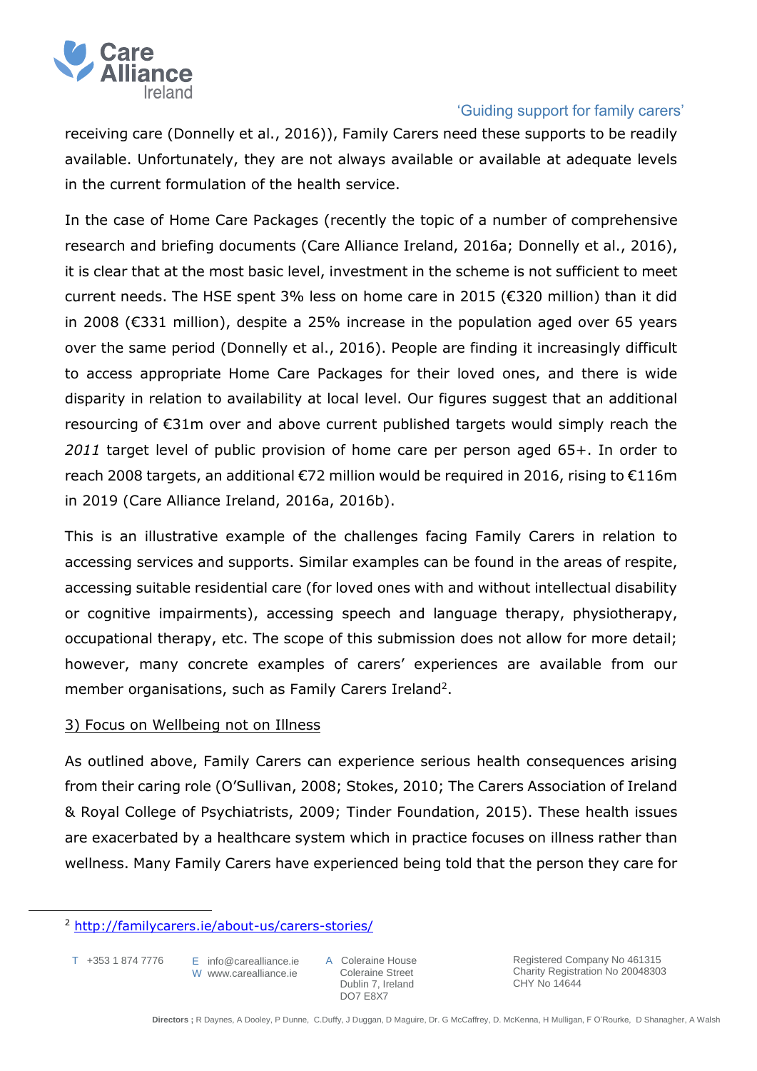receiving care (Donnelly et al., 2016)), Family Carers need these supports to be readily available. Unfortunately, they are not always available or available at adequate levels in the current formulation of the health service.

In the case of Home Care Packages (recently the topic of a number of comprehensive research and briefing documents (Care Alliance Ireland, 2016a; Donnelly et al., 2016), it is clear that at the most basic level, investment in the scheme is not sufficient to meet current needs. The HSE spent 3% less on home care in 2015 (€320 million) than it did in 2008 (€331 million), despite a 25% increase in the population aged over 65 years over the same period (Donnelly et al., 2016). People are finding it increasingly difficult to access appropriate Home Care Packages for their loved ones, and there is wide disparity in relation to availability at local level. Our figures suggest that an additional resourcing of €31m over and above current published targets would simply reach the *2011* target level of public provision of home care per person aged 65+. In order to reach 2008 targets, an additional €72 million would be required in 2016, rising to €116m in 2019 (Care Alliance Ireland, 2016a, 2016b).

This is an illustrative example of the challenges facing Family Carers in relation to accessing services and supports. Similar examples can be found in the areas of respite, accessing suitable residential care (for loved ones with and without intellectual disability or cognitive impairments), accessing speech and language therapy, physiotherapy, occupational therapy, etc. The scope of this submission does not allow for more detail; however, many concrete examples of carers' experiences are available from our member organisations, such as Family Carers Ireland[2].

### 3) Focus on Wellbeing not on Illness

As outlined above, Family Carers can experience serious health consequences arising from their caring role (O'Sullivan, 2008; Stokes, 2010; The Carers Association of Ireland & Royal College of Psychiatrists, 2009; Tinder Foundation, 2015). These health issues are exacerbated by a healthcare system which in practice focuses on illness rather than wellness. Many Family Carers have experienced being told that the person they care for

---

[2] http://familycarers.ie/about-us/carers-stories/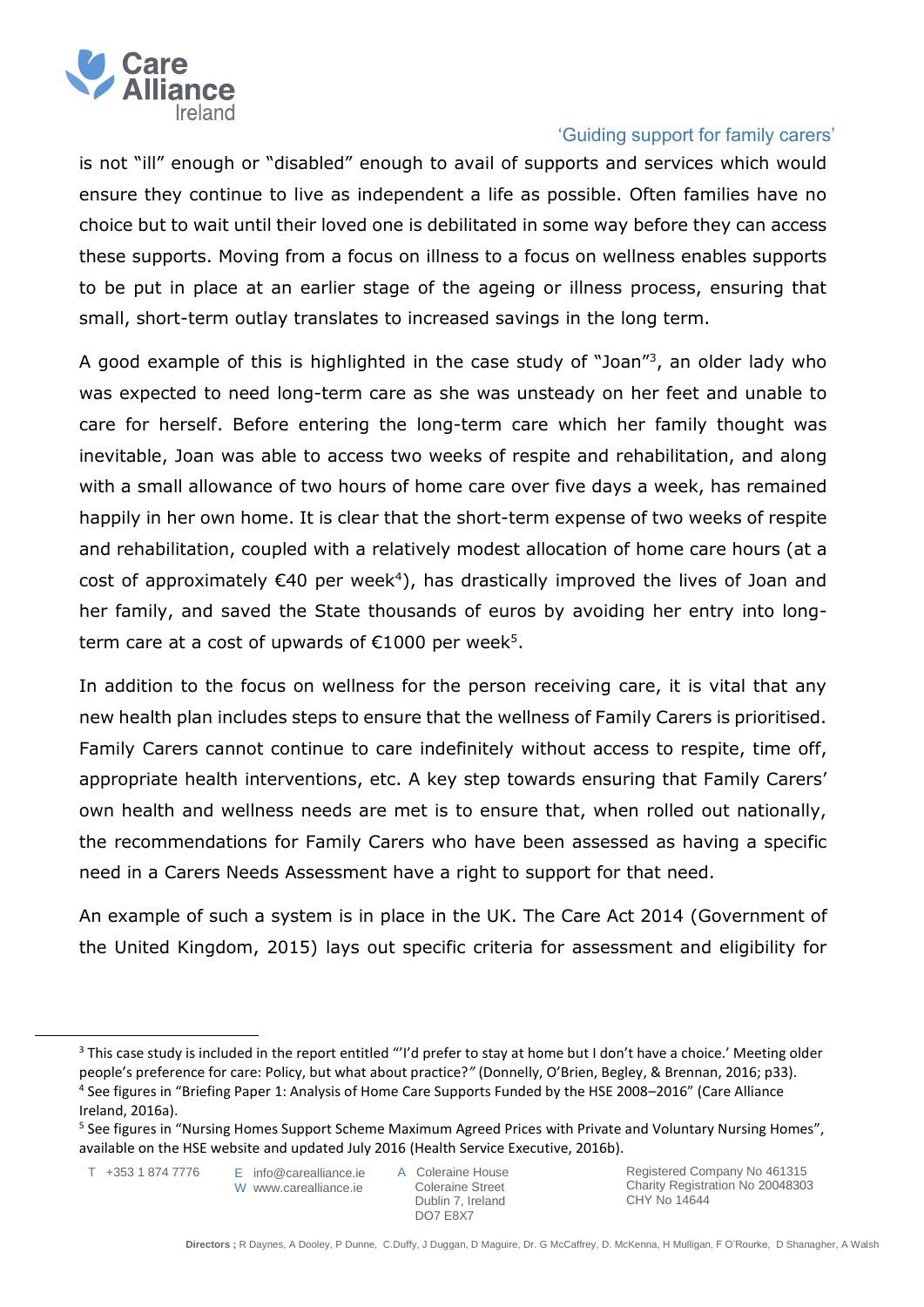is not "ill" enough or "disabled" enough to avail of supports and services which would ensure they continue to live as independent a life as possible. Often families have no choice but to wait until their loved one is debilitated in some way before they can access these supports. Moving from a focus on illness to a focus on wellness enables supports to be put in place at an earlier stage of the ageing or illness process, ensuring that small, short-term outlay translates to increased savings in the long term.

A good example of this is highlighted in the case study of "Joan"[3], an older lady who was expected to need long-term care as she was unsteady on her feet and unable to care for herself. Before entering the long-term care which her family thought was inevitable, Joan was able to access two weeks of respite and rehabilitation, and along with a small allowance of two hours of home care over five days a week, has remained happily in her own home. It is clear that the short-term expense of two weeks of respite and rehabilitation, coupled with a relatively modest allocation of home care hours (at a cost of approximately €40 per week[4]), has drastically improved the lives of Joan and her family, and saved the State thousands of euros by avoiding her entry into long-term care at a cost of upwards of €1000 per week[5].

In addition to the focus on wellness for the person receiving care, it is vital that any new health plan includes steps to ensure that the wellness of Family Carers is prioritised. Family Carers cannot continue to care indefinitely without access to respite, time off, appropriate health interventions, etc. A key step towards ensuring that Family Carers' own health and wellness needs are met is to ensure that, when rolled out nationally, the recommendations for Family Carers who have been assessed as having a specific need in a Carers Needs Assessment have a right to support for that need.

An example of such a system is in place in the UK. The Care Act 2014 (Government of the United Kingdom, 2015) lays out specific criteria for assessment and eligibility for

---

[3] This case study is included in the report entitled "'I'd prefer to stay at home but I don't have a choice.' Meeting older people's preference for care: Policy, but what about practice?" (Donnelly, O'Brien, Begley, & Brennan, 2016; p33).

[4] See figures in "Briefing Paper 1: Analysis of Home Care Supports Funded by the HSE 2008–2016" (Care Alliance Ireland, 2016a).

[5] See figures in "Nursing Homes Support Scheme Maximum Agreed Prices with Private and Voluntary Nursing Homes", available on the HSE website and updated July 2016 (Health Service Executive, 2016b).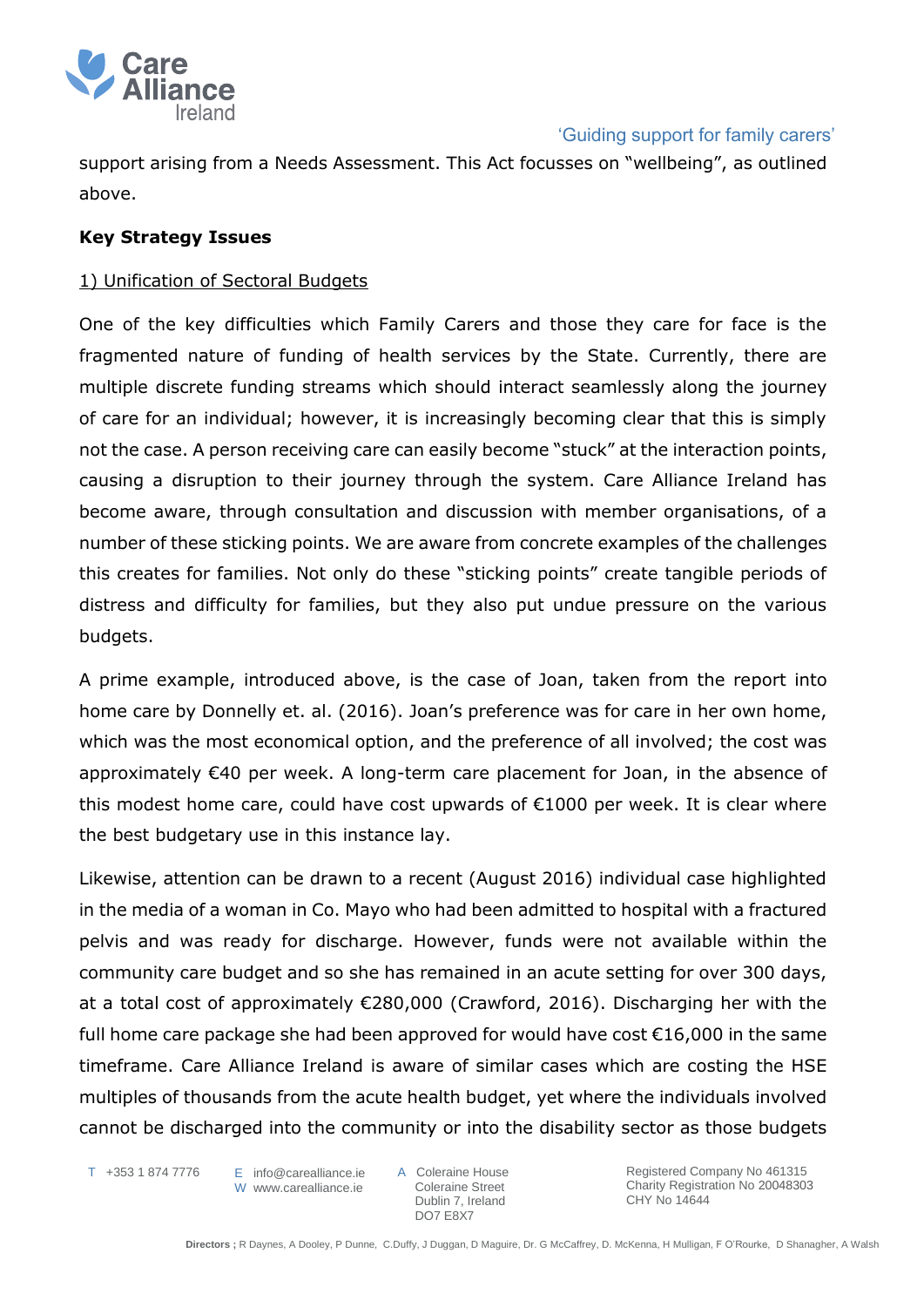support arising from a Needs Assessment. This Act focusses on "wellbeing", as outlined above.

**Key Strategy Issues**

1) Unification of Sectoral Budgets

One of the key difficulties which Family Carers and those they care for face is the fragmented nature of funding of health services by the State. Currently, there are multiple discrete funding streams which should interact seamlessly along the journey of care for an individual; however, it is increasingly becoming clear that this is simply not the case. A person receiving care can easily become "stuck" at the interaction points, causing a disruption to their journey through the system. Care Alliance Ireland has become aware, through consultation and discussion with member organisations, of a number of these sticking points. We are aware from concrete examples of the challenges this creates for families. Not only do these "sticking points" create tangible periods of distress and difficulty for families, but they also put undue pressure on the various budgets.

A prime example, introduced above, is the case of Joan, taken from the report into home care by Donnelly et. al. (2016). Joan's preference was for care in her own home, which was the most economical option, and the preference of all involved; the cost was approximately €40 per week. A long-term care placement for Joan, in the absence of this modest home care, could have cost upwards of €1000 per week. It is clear where the best budgetary use in this instance lay.

Likewise, attention can be drawn to a recent (August 2016) individual case highlighted in the media of a woman in Co. Mayo who had been admitted to hospital with a fractured pelvis and was ready for discharge. However, funds were not available within the community care budget and so she has remained in an acute setting for over 300 days, at a total cost of approximately €280,000 (Crawford, 2016). Discharging her with the full home care package she had been approved for would have cost €16,000 in the same timeframe. Care Alliance Ireland is aware of similar cases which are costing the HSE multiples of thousands from the acute health budget, yet where the individuals involved cannot be discharged into the community or into the disability sector as those budgets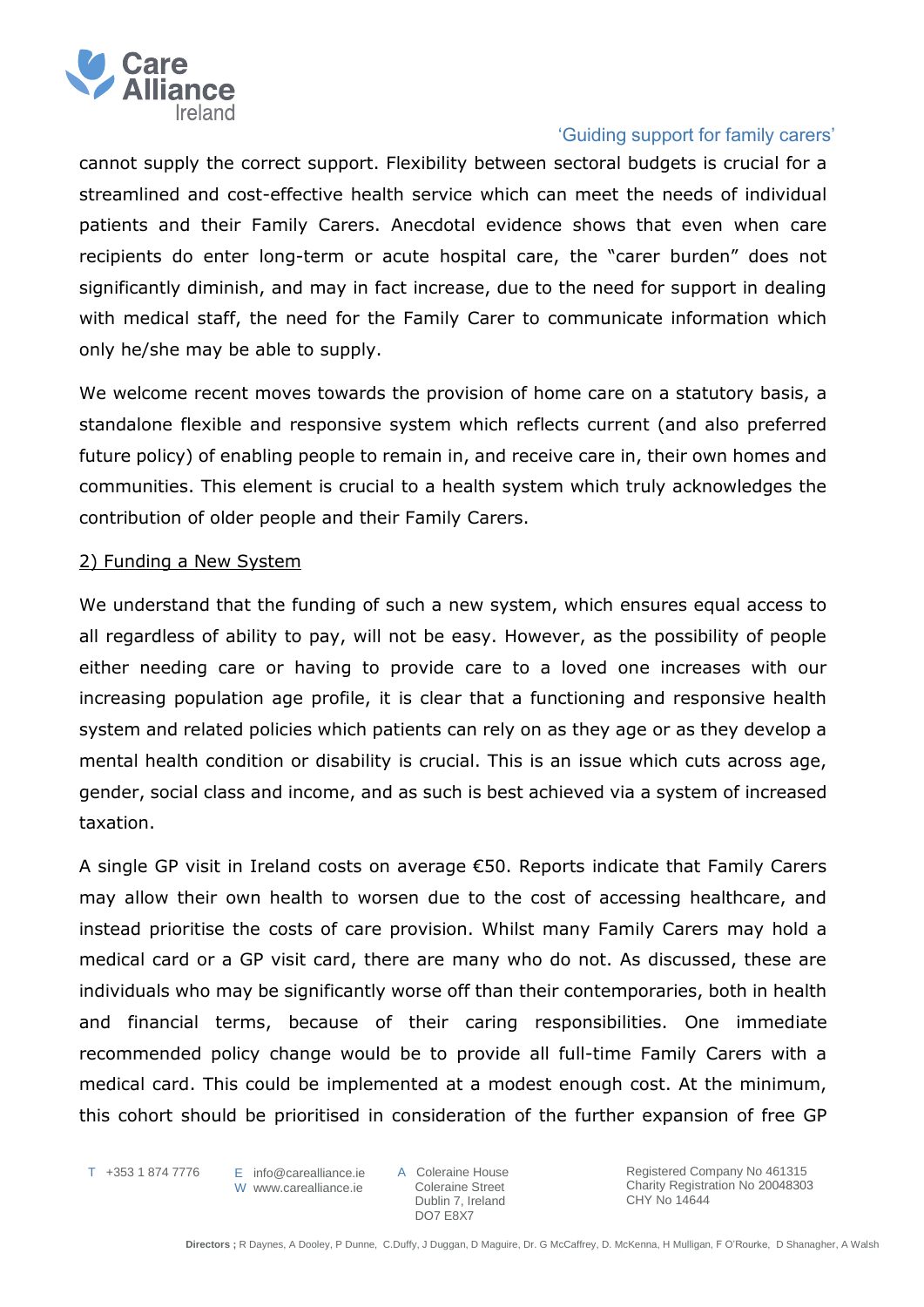cannot supply the correct support. Flexibility between sectoral budgets is crucial for a streamlined and cost-effective health service which can meet the needs of individual patients and their Family Carers. Anecdotal evidence shows that even when care recipients do enter long-term or acute hospital care, the "carer burden" does not significantly diminish, and may in fact increase, due to the need for support in dealing with medical staff, the need for the Family Carer to communicate information which only he/she may be able to supply.

We welcome recent moves towards the provision of home care on a statutory basis, a standalone flexible and responsive system which reflects current (and also preferred future policy) of enabling people to remain in, and receive care in, their own homes and communities. This element is crucial to a health system which truly acknowledges the contribution of older people and their Family Carers.

## 2) Funding a New System

We understand that the funding of such a new system, which ensures equal access to all regardless of ability to pay, will not be easy. However, as the possibility of people either needing care or having to provide care to a loved one increases with our increasing population age profile, it is clear that a functioning and responsive health system and related policies which patients can rely on as they age or as they develop a mental health condition or disability is crucial. This is an issue which cuts across age, gender, social class and income, and as such is best achieved via a system of increased taxation.

A single GP visit in Ireland costs on average €50. Reports indicate that Family Carers may allow their own health to worsen due to the cost of accessing healthcare, and instead prioritise the costs of care provision. Whilst many Family Carers may hold a medical card or a GP visit card, there are many who do not. As discussed, these are individuals who may be significantly worse off than their contemporaries, both in health and financial terms, because of their caring responsibilities. One immediate recommended policy change would be to provide all full-time Family Carers with a medical card. This could be implemented at a modest enough cost. At the minimum, this cohort should be prioritised in consideration of the further expansion of free GP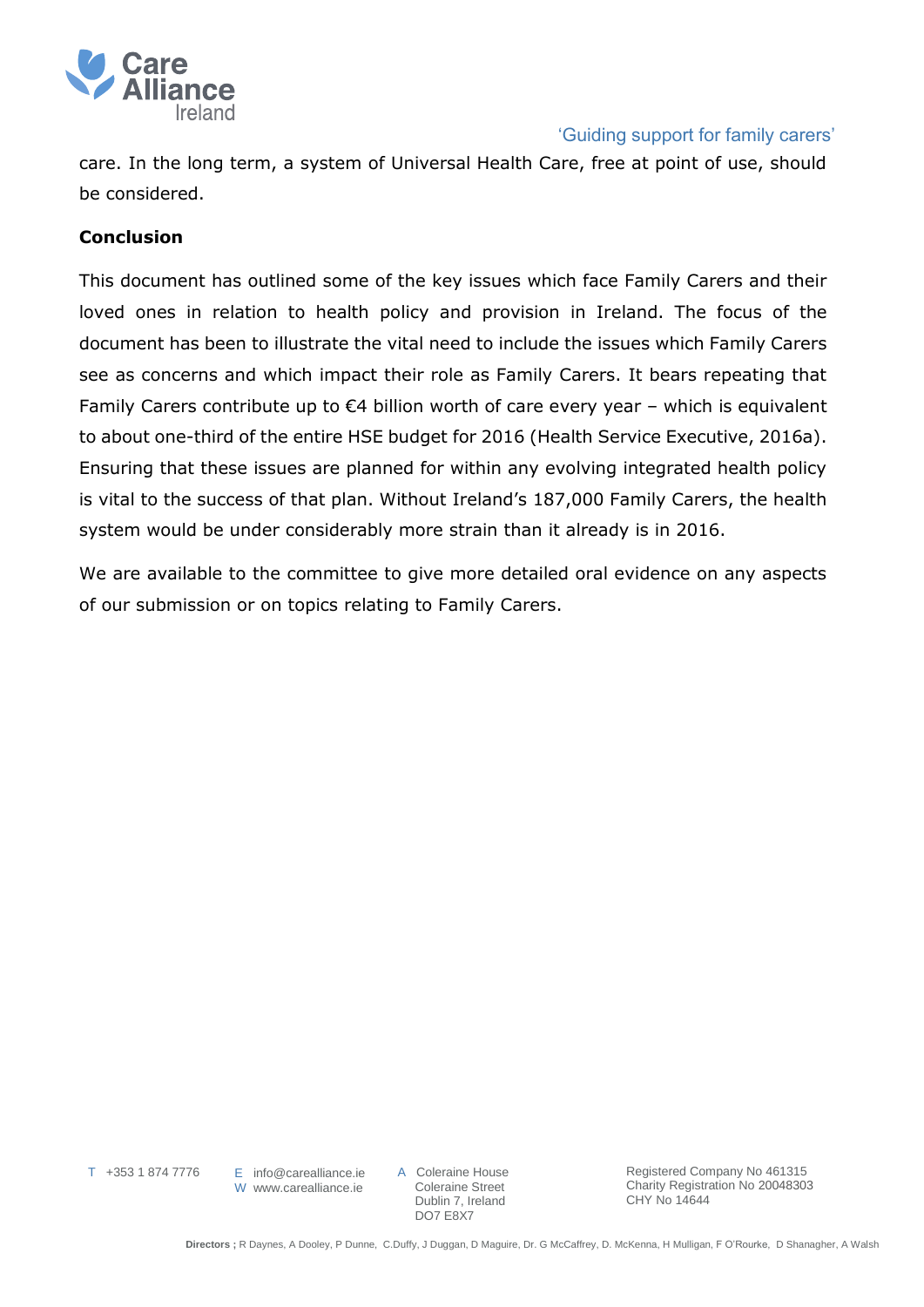care. In the long term, a system of Universal Health Care, free at point of use, should be considered.

**Conclusion**

This document has outlined some of the key issues which face Family Carers and their loved ones in relation to health policy and provision in Ireland. The focus of the document has been to illustrate the vital need to include the issues which Family Carers see as concerns and which impact their role as Family Carers. It bears repeating that Family Carers contribute up to €4 billion worth of care every year – which is equivalent to about one-third of the entire HSE budget for 2016 (Health Service Executive, 2016a). Ensuring that these issues are planned for within any evolving integrated health policy is vital to the success of that plan. Without Ireland's 187,000 Family Carers, the health system would be under considerably more strain than it already is in 2016.

We are available to the committee to give more detailed oral evidence on any aspects of our submission or on topics relating to Family Carers.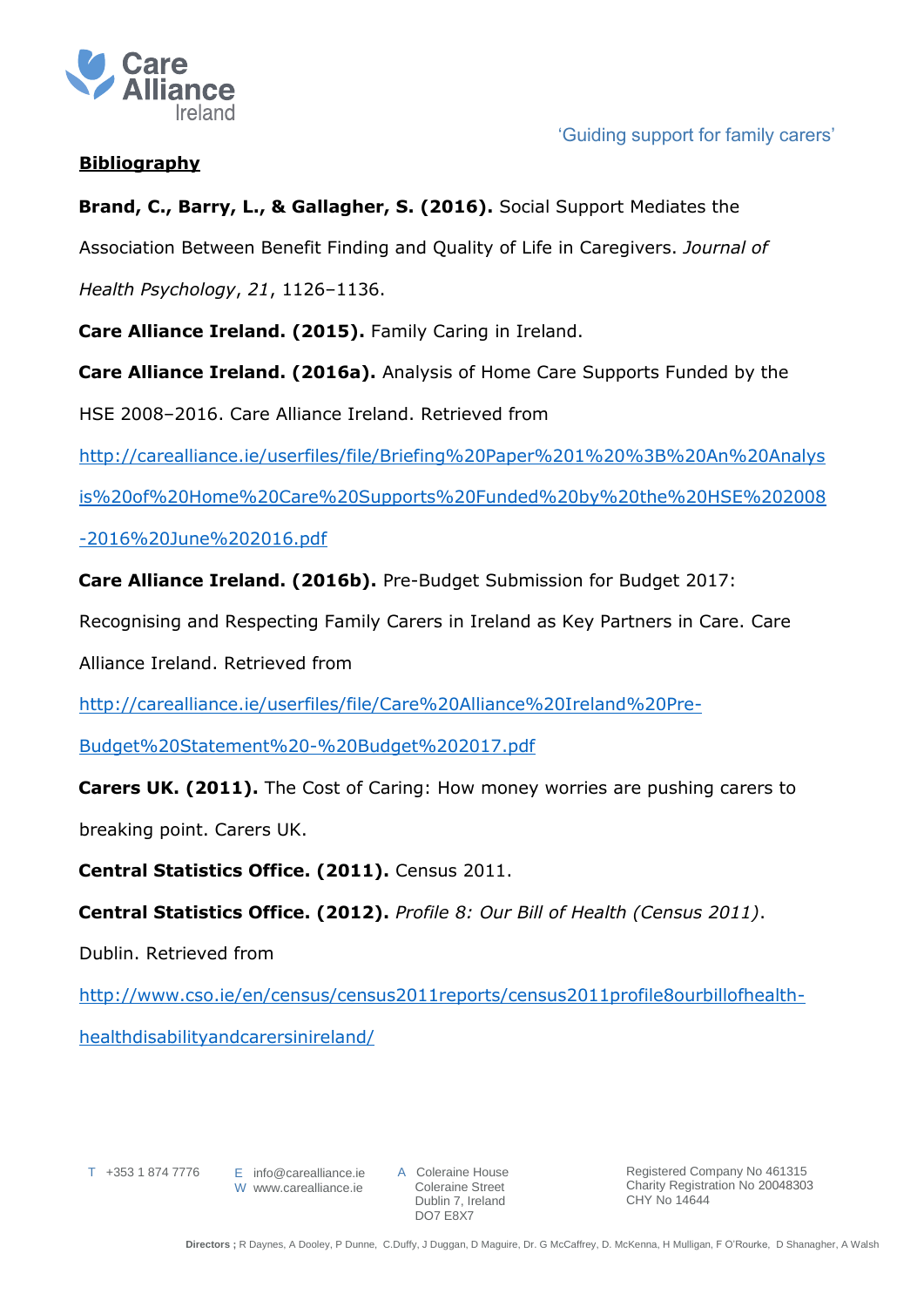**Bibliography**

**Brand, C., Barry, L., & Gallagher, S. (2016).** Social Support Mediates the Association Between Benefit Finding and Quality of Life in Caregivers. *Journal of Health Psychology*, *21*, 1126–1136.

**Care Alliance Ireland. (2015).** Family Caring in Ireland.

**Care Alliance Ireland. (2016a).** Analysis of Home Care Supports Funded by the HSE 2008–2016. Care Alliance Ireland. Retrieved from http://carealliance.ie/userfiles/file/Briefing%20Paper%201%20%3B%20An%20Analysis%20of%20Home%20Care%20Supports%20Funded%20by%20the%20HSE%202008-2016%20June%202016.pdf

**Care Alliance Ireland. (2016b).** Pre-Budget Submission for Budget 2017: Recognising and Respecting Family Carers in Ireland as Key Partners in Care. Care Alliance Ireland. Retrieved from http://carealliance.ie/userfiles/file/Care%20Alliance%20Ireland%20Pre-Budget%20Statement%20-%20Budget%202017.pdf

**Carers UK. (2011).** The Cost of Caring: How money worries are pushing carers to breaking point. Carers UK.

**Central Statistics Office. (2011).** Census 2011.

**Central Statistics Office. (2012).** *Profile 8: Our Bill of Health (Census 2011)*. Dublin. Retrieved from http://www.cso.ie/en/census/census2011reports/census2011profile8ourbillofhealth-healthdisabilityandcarersinireland/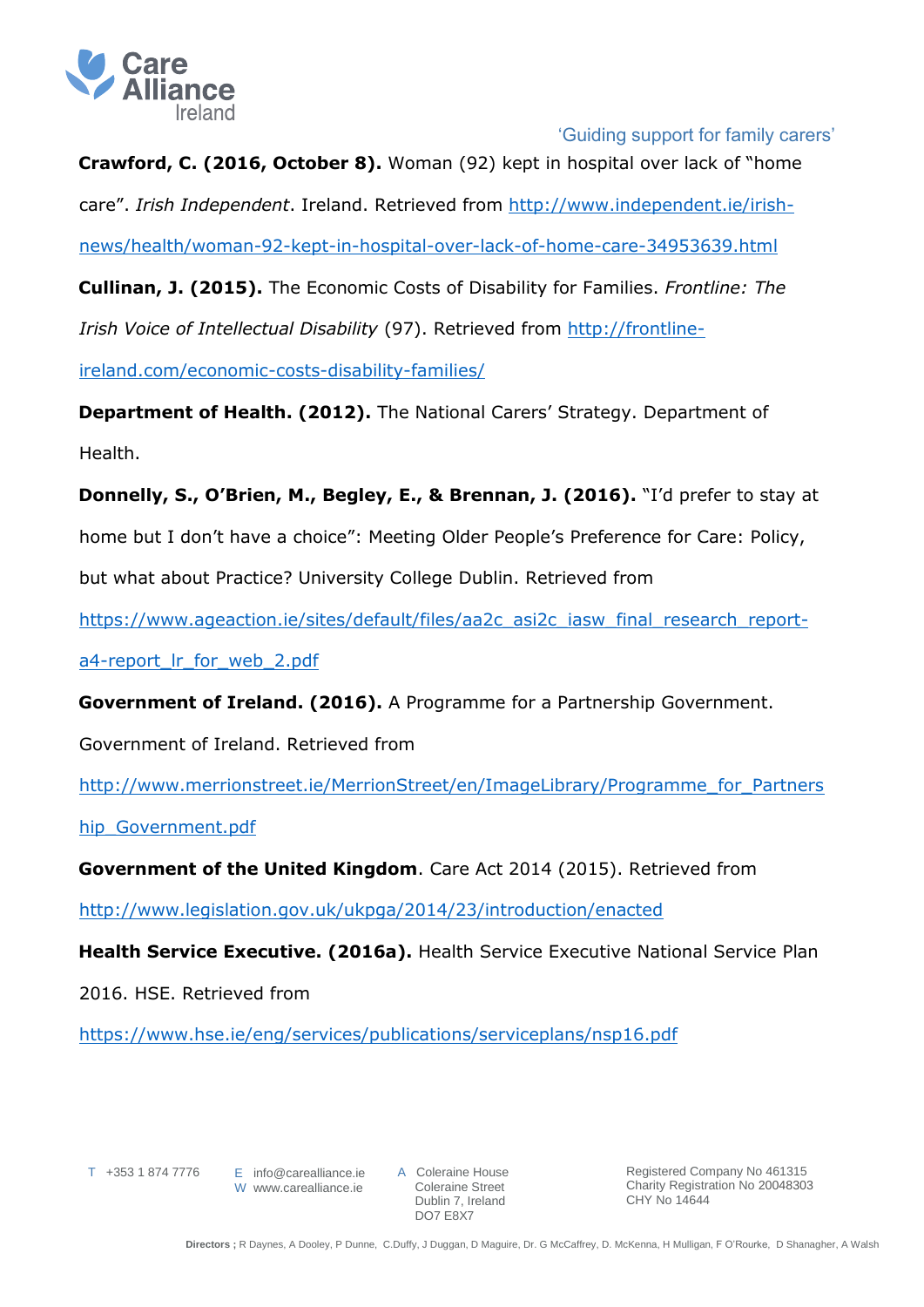**Crawford, C. (2016, October 8).** Woman (92) kept in hospital over lack of "home care". *Irish Independent*. Ireland. Retrieved from http://www.independent.ie/irish-news/health/woman-92-kept-in-hospital-over-lack-of-home-care-34953639.html

**Cullinan, J. (2015).** The Economic Costs of Disability for Families. *Frontline: The Irish Voice of Intellectual Disability* (97). Retrieved from http://frontline-ireland.com/economic-costs-disability-families/

**Department of Health. (2012).** The National Carers' Strategy. Department of Health.

**Donnelly, S., O'Brien, M., Begley, E., & Brennan, J. (2016).** "I'd prefer to stay at home but I don't have a choice": Meeting Older People's Preference for Care: Policy, but what about Practice? University College Dublin. Retrieved from https://www.ageaction.ie/sites/default/files/aa2c_asi2c_iasw_final_research_report-a4-report_lr_for_web_2.pdf

**Government of Ireland. (2016).** A Programme for a Partnership Government. Government of Ireland. Retrieved from http://www.merrionstreet.ie/MerrionStreet/en/ImageLibrary/Programme_for_Partnership_Government.pdf

**Government of the United Kingdom**. Care Act 2014 (2015). Retrieved from http://www.legislation.gov.uk/ukpga/2014/23/introduction/enacted

**Health Service Executive. (2016a).** Health Service Executive National Service Plan 2016. HSE. Retrieved from https://www.hse.ie/eng/services/publications/serviceplans/nsp16.pdf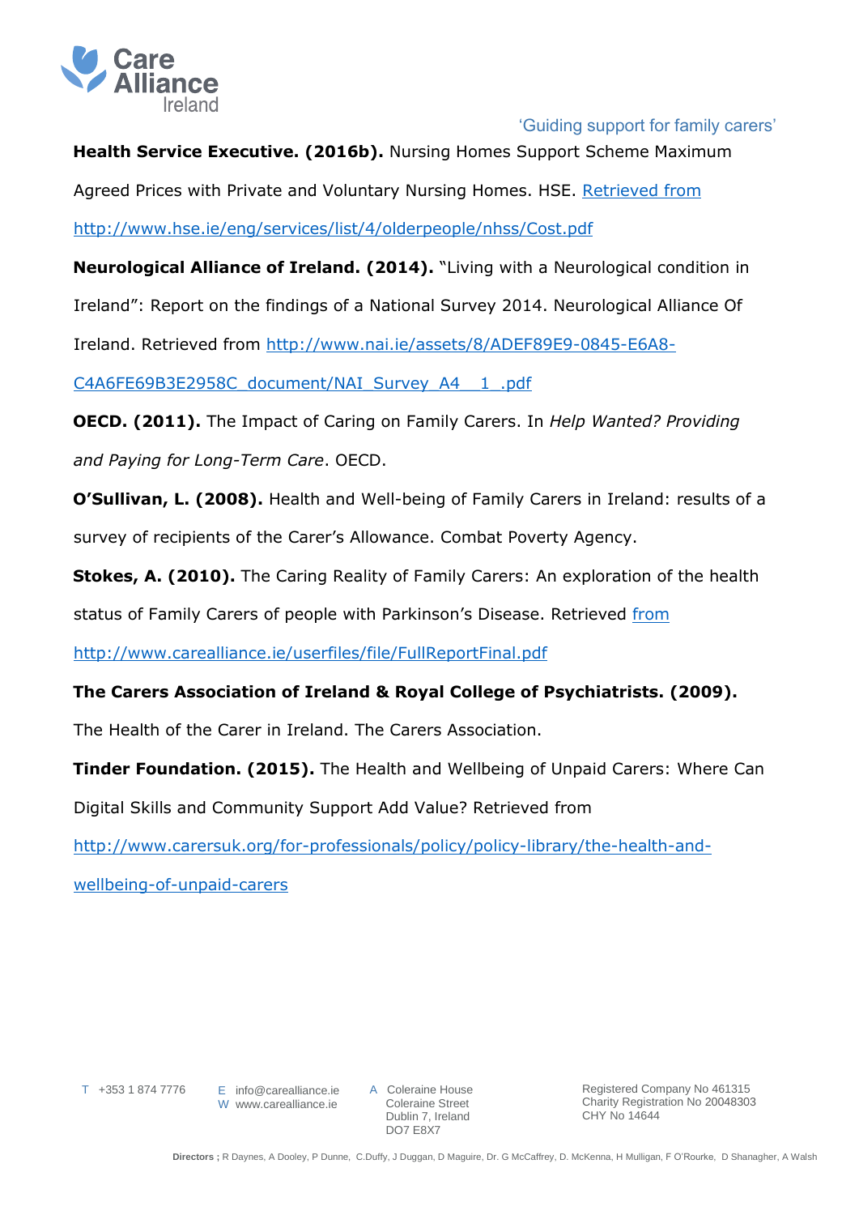**Health Service Executive. (2016b).** Nursing Homes Support Scheme Maximum Agreed Prices with Private and Voluntary Nursing Homes. HSE. Retrieved from http://www.hse.ie/eng/services/list/4/olderpeople/nhss/Cost.pdf

**Neurological Alliance of Ireland. (2014).** "Living with a Neurological condition in Ireland": Report on the findings of a National Survey 2014. Neurological Alliance Of Ireland. Retrieved from http://www.nai.ie/assets/8/ADEF89E9-0845-E6A8-C4A6FE69B3E2958C_document/NAI_Survey_A4__1_.pdf

**OECD. (2011).** The Impact of Caring on Family Carers. In *Help Wanted? Providing and Paying for Long-Term Care*. OECD.

**O'Sullivan, L. (2008).** Health and Well-being of Family Carers in Ireland: results of a survey of recipients of the Carer's Allowance. Combat Poverty Agency.

**Stokes, A. (2010).** The Caring Reality of Family Carers: An exploration of the health status of Family Carers of people with Parkinson's Disease. Retrieved from http://www.carealliance.ie/userfiles/file/FullReportFinal.pdf

**The Carers Association of Ireland & Royal College of Psychiatrists. (2009).** The Health of the Carer in Ireland. The Carers Association.

**Tinder Foundation. (2015).** The Health and Wellbeing of Unpaid Carers: Where Can Digital Skills and Community Support Add Value? Retrieved from http://www.carersuk.org/for-professionals/policy/policy-library/the-health-and-wellbeing-of-unpaid-carers